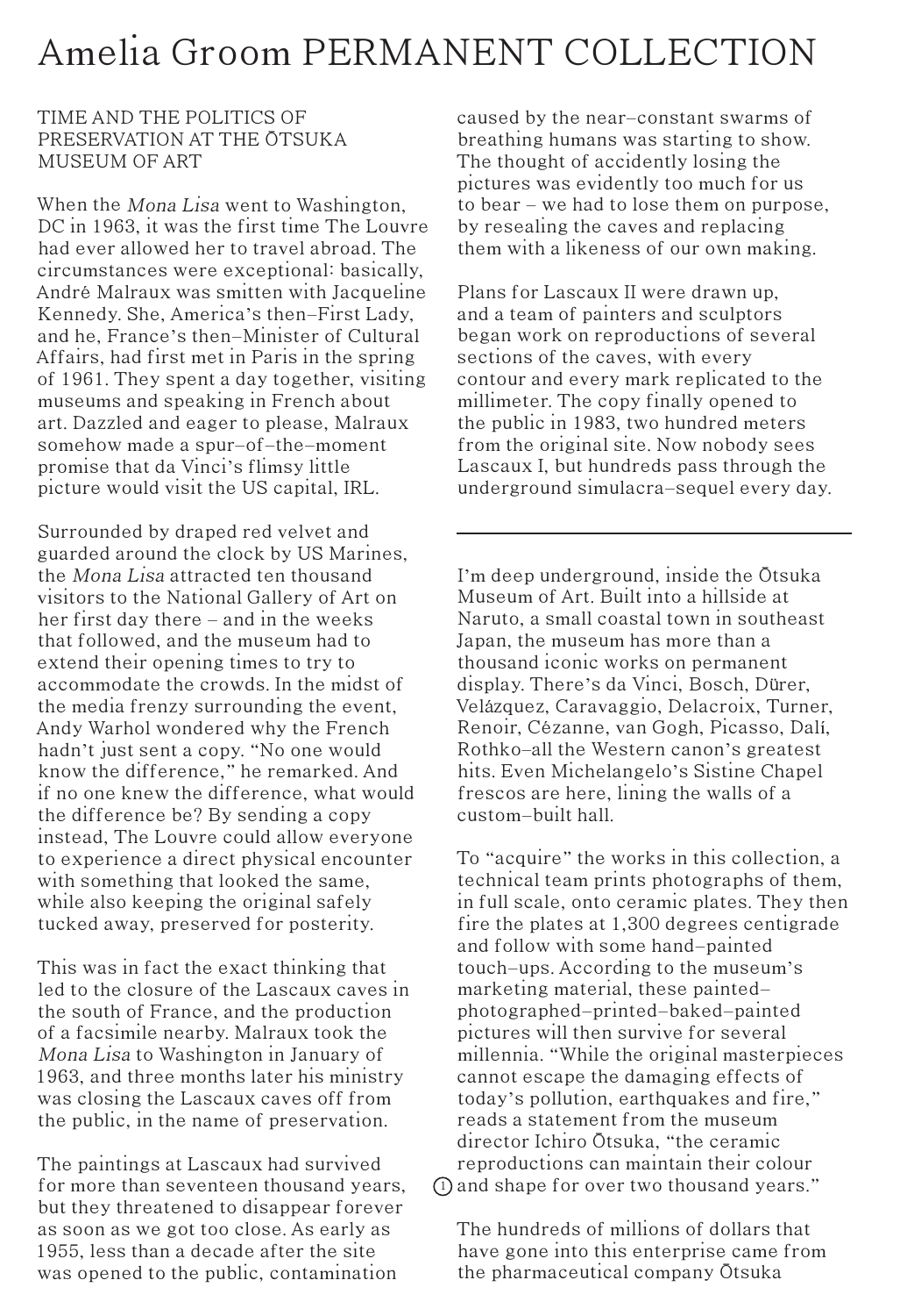# Amelia Groom PERMANENT COLLECTION

## TIME AND THE POLITICS OF PRESERVATION AT THE ŌTSUKA MUSEUM OF ART

When the *Mona Lisa* went to Washington, DC in 1963, it was the first time The Louvre had ever allowed her to travel abroad. The circumstances were exceptional: basically, André Malraux was smitten with Jacqueline Kennedy. She, America's then–First Lady, and he, France's then–Minister of Cultural Affairs, had first met in Paris in the spring of 1961. They spent a day together, visiting museums and speaking in French about art. Dazzled and eager to please, Malraux somehow made a spur–of–the–moment promise that da Vinci's flimsy little picture would visit the US capital, IRL.

Surrounded by draped red velvet and guarded around the clock by US Marines, the *Mona Lisa* attracted ten thousand visitors to the National Gallery of Art on her first day there – and in the weeks that followed, and the museum had to extend their opening times to try to accommodate the crowds. In the midst of the media frenzy surrounding the event, Andy Warhol wondered why the French hadn't just sent a copy. "No one would know the difference," he remarked. And if no one knew the difference, what would the difference be? By sending a copy instead, The Louvre could allow everyone to experience a direct physical encounter with something that looked the same, while also keeping the original safely tucked away, preserved for posterity.

This was in fact the exact thinking that led to the closure of the Lascaux caves in the south of France, and the production of a facsimile nearby. Malraux took the *Mona Lisa* to Washington in January of 1963, and three months later his ministry was closing the Lascaux caves off from the public, in the name of preservation.

The paintings at Lascaux had survived for more than seventeen thousand years, but they threatened to disappear forever as soon as we got too close. As early as 1955, less than a decade after the site was opened to the public, contamination caused by the near–constant swarms of breathing humans was starting to show. The thought of accidently losing the pictures was evidently too much for us to bear – we had to lose them on purpose, by resealing the caves and replacing them with a likeness of our own making.

Plans for Lascaux II were drawn up, and a team of painters and sculptors began work on reproductions of several sections of the caves, with every contour and every mark replicated to the millimeter. The copy finally opened to the public in 1983, two hundred meters from the original site. Now nobody sees Lascaux I, but hundreds pass through the underground simulacra–sequel every day.

---

I'm deep underground, inside the Ōtsuka Museum of Art. Built into a hillside at Naruto, a small coastal town in southeast Japan, the museum has more than a thousand iconic works on permanent display. There's da Vinci, Bosch, Dürer, Velázquez, Caravaggio, Delacroix, Turner, Renoir, Cézanne, van Gogh, Picasso, Dalí, Rothko–all the Western canon's greatest hits. Even Michelangelo's Sistine Chapel frescos are here, lining the walls of a custom–built hall.

To "acquire" the works in this collection, a technical team prints photographs of them, in full scale, onto ceramic plates. They then fire the plates at 1,300 degrees centigrade and follow with some hand–painted touch–ups. According to the museum's marketing material, these painted–photographed–printed–baked–painted pictures will then survive for several millennia. "While the original masterpieces cannot escape the damaging effects of today's pollution, earthquakes and fire," reads a statement from the museum director Ichiro Ōtsuka, "the ceramic reproductions can maintain their colour and shape for over two thousand years." [1]

The hundreds of millions of dollars that have gone into this enterprise came from the pharmaceutical company Ōtsuka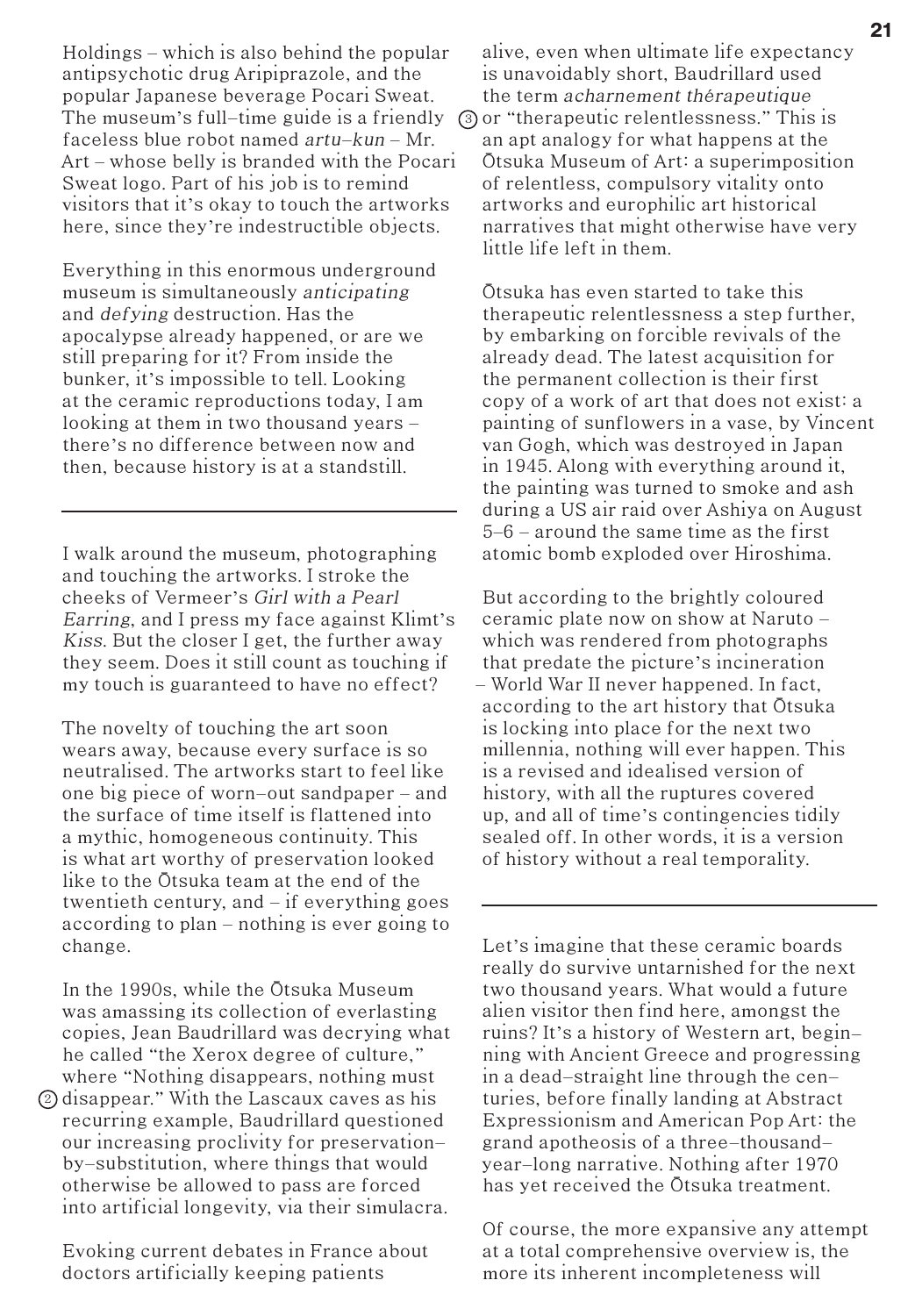Holdings – which is also behind the popular antipsychotic drug Aripiprazole, and the popular Japanese beverage Pocari Sweat. The museum's full-time guide is a friendly faceless blue robot named *artu-kun* – Mr. Art – whose belly is branded with the Pocari Sweat logo. Part of his job is to remind visitors that it's okay to touch the artworks here, since they're indestructible objects.

Everything in this enormous underground museum is simultaneously *anticipating* and *defying* destruction. Has the apocalypse already happened, or are we still preparing for it? From inside the bunker, it's impossible to tell. Looking at the ceramic reproductions today, I am looking at them in two thousand years – there's no difference between now and then, because history is at a standstill.

---

I walk around the museum, photographing and touching the artworks. I stroke the cheeks of Vermeer's *Girl with a Pearl Earring*, and I press my face against Klimt's *Kiss*. But the closer I get, the further away they seem. Does it still count as touching if my touch is guaranteed to have no effect?

The novelty of touching the art soon wears away, because every surface is so neutralised. The artworks start to feel like one big piece of worn-out sandpaper – and the surface of time itself is flattened into a mythic, homogeneous continuity. This is what art worthy of preservation looked like to the Ōtsuka team at the end of the twentieth century, and – if everything goes according to plan – nothing is ever going to change.

In the 1990s, while the Ōtsuka Museum was amassing its collection of everlasting copies, Jean Baudrillard was decrying what he called "the Xerox degree of culture," where "Nothing disappears, nothing must disappear." [2] With the Lascaux caves as his recurring example, Baudrillard questioned our increasing proclivity for preservation-by-substitution, where things that would otherwise be allowed to pass are forced into artificial longevity, via their simulacra.

Evoking current debates in France about doctors artificially keeping patients alive, even when ultimate life expectancy is unavoidably short, Baudrillard used the term *acharnement thérapeutique* or "therapeutic relentlessness." [3] This is an apt analogy for what happens at the Ōtsuka Museum of Art: a superimposition of relentless, compulsory vitality onto artworks and europhilic art historical narratives that might otherwise have very little life left in them.

Ōtsuka has even started to take this therapeutic relentlessness a step further, by embarking on forcible revivals of the already dead. The latest acquisition for the permanent collection is their first copy of a work of art that does not exist: a painting of sunflowers in a vase, by Vincent van Gogh, which was destroyed in Japan in 1945. Along with everything around it, the painting was turned to smoke and ash during a US air raid over Ashiya on August 5–6 – around the same time as the first atomic bomb exploded over Hiroshima.

But according to the brightly coloured ceramic plate now on show at Naruto – which was rendered from photographs that predate the picture's incineration – World War II never happened. In fact, according to the art history that Ōtsuka is locking into place for the next two millennia, nothing will ever happen. This is a revised and idealised version of history, with all the ruptures covered up, and all of time's contingencies tidily sealed off. In other words, it is a version of history without a real temporality.

---

Let's imagine that these ceramic boards really do survive untarnished for the next two thousand years. What would a future alien visitor then find here, amongst the ruins? It's a history of Western art, beginning with Ancient Greece and progressing in a dead-straight line through the centuries, before finally landing at Abstract Expressionism and American Pop Art: the grand apotheosis of a three-thousand-year-long narrative. Nothing after 1970 has yet received the Ōtsuka treatment.

Of course, the more expansive any attempt at a total comprehensive overview is, the more its inherent incompleteness will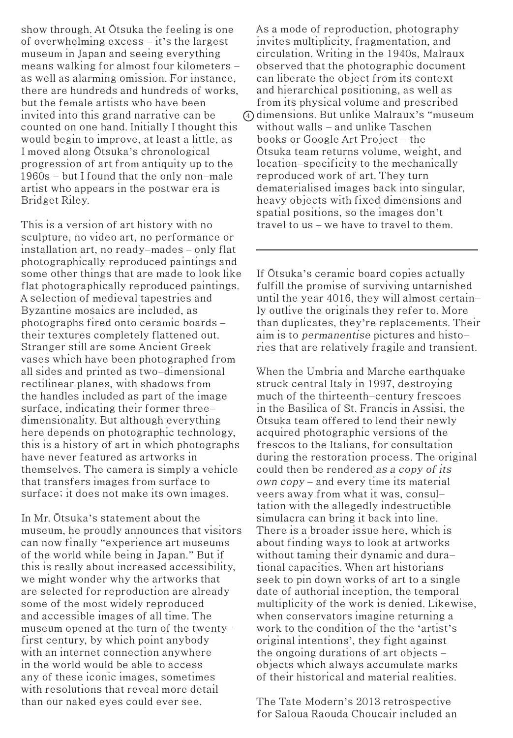show through. At Ōtsuka the feeling is one of overwhelming excess – it's the largest museum in Japan and seeing everything means walking for almost four kilometers – as well as alarming omission. For instance, there are hundreds and hundreds of works, but the female artists who have been invited into this grand narrative can be counted on one hand. Initially I thought this would begin to improve, at least a little, as I moved along Ōtsuka's chronological progression of art from antiquity up to the 1960s – but I found that the only non-male artist who appears in the postwar era is Bridget Riley.

This is a version of art history with no sculpture, no video art, no performance or installation art, no ready-mades – only flat photographically reproduced paintings and some other things that are made to look like flat photographically reproduced paintings. A selection of medieval tapestries and Byzantine mosaics are included, as photographs fired onto ceramic boards – their textures completely flattened out. Stranger still are some Ancient Greek vases which have been photographed from all sides and printed as two-dimensional rectilinear planes, with shadows from the handles included as part of the image surface, indicating their former three-dimensionality. But although everything here depends on photographic technology, this is a history of art in which photographs have never featured as artworks in themselves. The camera is simply a vehicle that transfers images from surface to surface; it does not make its own images.

In Mr. Ōtsuka's statement about the museum, he proudly announces that visitors can now finally "experience art museums of the world while being in Japan." But if this is really about increased accessibility, we might wonder why the artworks that are selected for reproduction are already some of the most widely reproduced and accessible images of all time. The museum opened at the turn of the twenty-first century, by which point anybody with an internet connection anywhere in the world would be able to access any of these iconic images, sometimes with resolutions that reveal more detail than our naked eyes could ever see.

As a mode of reproduction, photography invites multiplicity, fragmentation, and circulation. Writing in the 1940s, Malraux observed that the photographic document can liberate the object from its context and hierarchical positioning, as well as from its physical volume and prescribed dimensions. [4] But unlike Malraux's "museum without walls – and unlike Taschen books or Google Art Project – the Ōtsuka team returns volume, weight, and location-specificity to the mechanically reproduced work of art. They turn dematerialised images back into singular, heavy objects with fixed dimensions and spatial positions, so the images don't travel to us – we have to travel to them.

---

If Ōtsuka's ceramic board copies actually fulfill the promise of surviving untarnished until the year 4016, they will almost certainly outlive the originals they refer to. More than duplicates, they're replacements. Their aim is to *permanentise* pictures and histories that are relatively fragile and transient.

When the Umbria and Marche earthquake struck central Italy in 1997, destroying much of the thirteenth-century frescoes in the Basilica of St. Francis in Assisi, the Ōtsuka team offered to lend their newly acquired photographic versions of the frescos to the Italians, for consultation during the restoration process. The original could then be rendered *as a copy of its own copy* – and every time its material veers away from what it was, consultation with the allegedly indestructible simulacra can bring it back into line. There is a broader issue here, which is about finding ways to look at artworks without taming their dynamic and durational capacities. When art historians seek to pin down works of art to a single date of authorial inception, the temporal multiplicity of the work is denied. Likewise, when conservators imagine returning a work to the condition of the the 'artist's original intentions', they fight against the ongoing durations of art objects – objects which always accumulate marks of their historical and material realities.

The Tate Modern's 2013 retrospective for Saloua Raouda Choucair included an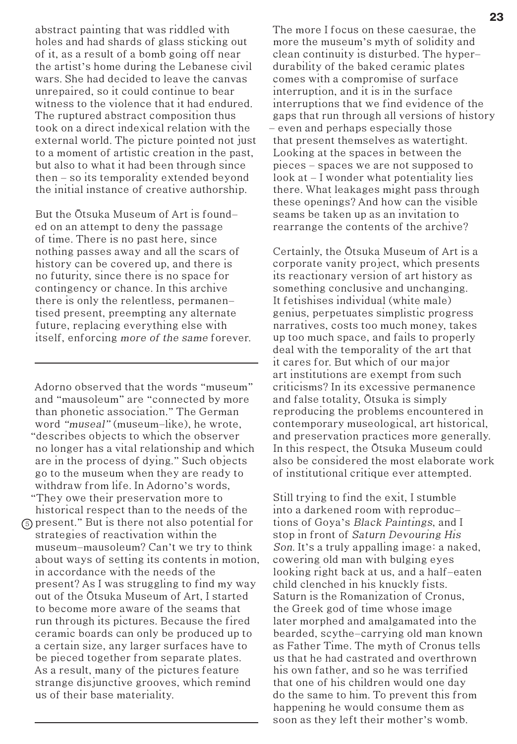abstract painting that was riddled with holes and had shards of glass sticking out of it, as a result of a bomb going off near the artist's home during the Lebanese civil wars. She had decided to leave the canvas unrepaired, so it could continue to bear witness to the violence that it had endured. The ruptured abstract composition thus took on a direct indexical relation with the external world. The picture pointed not just to a moment of artistic creation in the past, but also to what it had been through since then – so its temporality extended beyond the initial instance of creative authorship.

But the Ōtsuka Museum of Art is founded on an attempt to deny the passage of time. There is no past here, since nothing passes away and all the scars of history can be covered up, and there is no futurity, since there is no space for contingency or chance. In this archive there is only the relentless, permanentised present, preempting any alternate future, replacing everything else with itself, enforcing *more of the same* forever.

---

Adorno observed that the words "museum" and "mausoleum" are "connected by more than phonetic association." The German word *"museal"* (museum-like), he wrote, "describes objects to which the observer no longer has a vital relationship and which are in the process of dying." Such objects go to the museum when they are ready to withdraw from life. In Adorno's words, "They owe their preservation more to historical respect than to the needs of the present." (5) But is there not also potential for strategies of reactivation within the museum-mausoleum? Can't we try to think about ways of setting its contents in motion, in accordance with the needs of the present? As I was struggling to find my way out of the Ōtsuka Museum of Art, I started to become more aware of the seams that run through its pictures. Because the fired ceramic boards can only be produced up to a certain size, any larger surfaces have to be pieced together from separate plates. As a result, many of the pictures feature strange disjunctive grooves, which remind us of their base materiality.

---

The more I focus on these caesurae, the more the museum's myth of solidity and clean continuity is disturbed. The hyper-durability of the baked ceramic plates comes with a compromise of surface interruption, and it is in the surface interruptions that we find evidence of the gaps that run through all versions of history – even and perhaps especially those that present themselves as watertight. Looking at the spaces in between the pieces – spaces we are not supposed to look at – I wonder what potentiality lies there. What leakages might pass through these openings? And how can the visible seams be taken up as an invitation to rearrange the contents of the archive?

Certainly, the Ōtsuka Museum of Art is a corporate vanity project, which presents its reactionary version of art history as something conclusive and unchanging. It fetishises individual (white male) genius, perpetuates simplistic progress narratives, costs too much money, takes up too much space, and fails to properly deal with the temporality of the art that it cares for. But which of our major art institutions are exempt from such criticisms? In its excessive permanence and false totality, Ōtsuka is simply reproducing the problems encountered in contemporary museological, art historical, and preservation practices more generally. In this respect, the Ōtsuka Museum could also be considered the most elaborate work of institutional critique ever attempted.

Still trying to find the exit, I stumble into a darkened room with reproductions of Goya's *Black Paintings*, and I stop in front of *Saturn Devouring His Son*. It's a truly appalling image: a naked, cowering old man with bulging eyes looking right back at us, and a half-eaten child clenched in his knuckly fists. Saturn is the Romanization of Cronus, the Greek god of time whose image later morphed and amalgamated into the bearded, scythe-carrying old man known as Father Time. The myth of Cronus tells us that he had castrated and overthrown his own father, and so he was terrified that one of his children would one day do the same to him. To prevent this from happening he would consume them as soon as they left their mother's womb.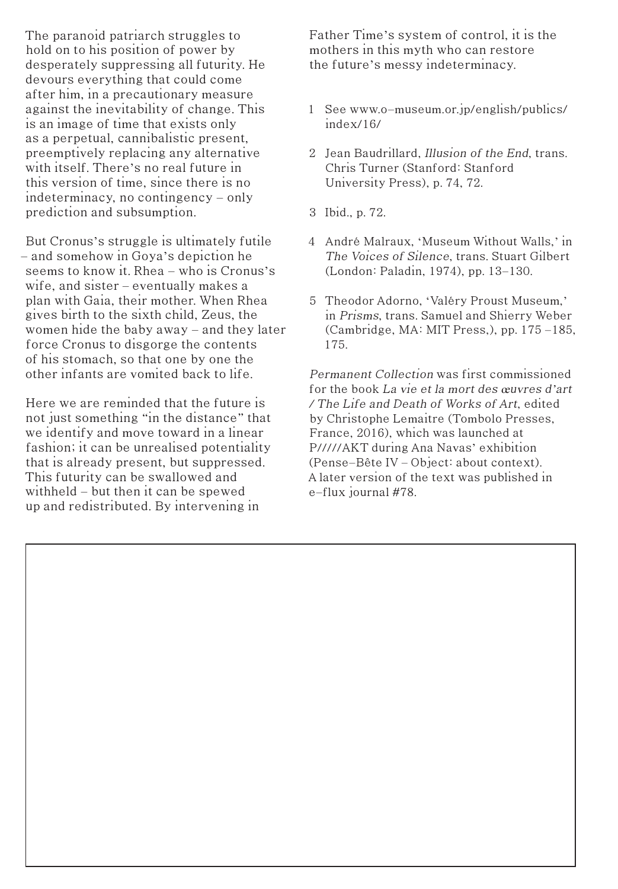The paranoid patriarch struggles to hold on to his position of power by desperately suppressing all futurity. He devours everything that could come after him, in a precautionary measure against the inevitability of change. This is an image of time that exists only as a perpetual, cannibalistic present, preemptively replacing any alternative with itself. There's no real future in this version of time, since there is no indeterminacy, no contingency – only prediction and subsumption.

But Cronus's struggle is ultimately futile – and somehow in Goya's depiction he seems to know it. Rhea – who is Cronus's wife, and sister – eventually makes a plan with Gaia, their mother. When Rhea gives birth to the sixth child, Zeus, the women hide the baby away – and they later force Cronus to disgorge the contents of his stomach, so that one by one the other infants are vomited back to life.

Here we are reminded that the future is not just something "in the distance" that we identify and move toward in a linear fashion; it can be unrealised potentiality that is already present, but suppressed. This futurity can be swallowed and withheld – but then it can be spewed up and redistributed. By intervening in Father Time's system of control, it is the mothers in this myth who can restore the future's messy indeterminacy.

1 See www.o–museum.or.jp/english/publics/index/16/

2 Jean Baudrillard, *Illusion of the End*, trans. Chris Turner (Stanford: Stanford University Press), p. 74, 72.

3 Ibid., p. 72.

4 André Malraux, 'Museum Without Walls,' in *The Voices of Silence*, trans. Stuart Gilbert (London: Paladin, 1974), pp. 13–130.

5 Theodor Adorno, 'Valéry Proust Museum,' in *Prisms*, trans. Samuel and Shierry Weber (Cambridge, MA: MIT Press,), pp. 175 –185, 175.

*Permanent Collection* was first commissioned for the book *La vie et la mort des œuvres d'art / The Life and Death of Works of Art*, edited by Christophe Lemaitre (Tombolo Presses, France, 2016), which was launched at P/////AKT during Ana Navas' exhibition (Pense–Bête IV – Object: about context). A later version of the text was published in e–flux journal #78.